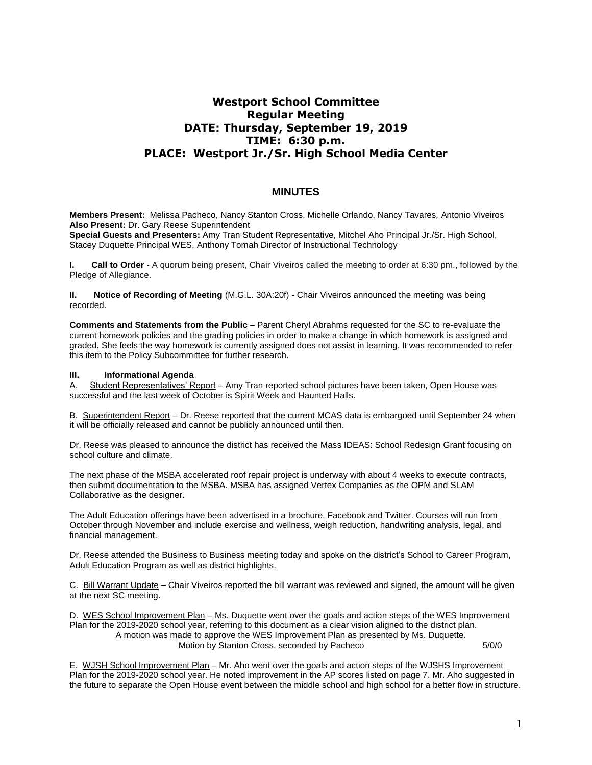# Westport School Committee
## Regular Meeting
## DATE: Thursday, September 19, 2019
## TIME: 6:30 p.m.
## PLACE: Westport Jr./Sr. High School Media Center

## MINUTES

**Members Present:** Melissa Pacheco, Nancy Stanton Cross, Michelle Orlando, Nancy Tavares, Antonio Viveiros
**Also Present:** Dr. Gary Reese Superintendent
**Special Guests and Presenters:** Amy Tran Student Representative, Mitchel Aho Principal Jr./Sr. High School, Stacey Duquette Principal WES, Anthony Tomah Director of Instructional Technology

**I. Call to Order** - A quorum being present, Chair Viveiros called the meeting to order at 6:30 pm., followed by the Pledge of Allegiance.

**II. Notice of Recording of Meeting** (M.G.L. 30A:20f) - Chair Viveiros announced the meeting was being recorded.

**Comments and Statements from the Public** – Parent Cheryl Abrahms requested for the SC to re-evaluate the current homework policies and the grading policies in order to make a change in which homework is assigned and graded. She feels the way homework is currently assigned does not assist in learning. It was recommended to refer this item to the Policy Subcommittee for further research.

**III. Informational Agenda**

A. Student Representatives' Report – Amy Tran reported school pictures have been taken, Open House was successful and the last week of October is Spirit Week and Haunted Halls.

B. Superintendent Report – Dr. Reese reported that the current MCAS data is embargoed until September 24 when it will be officially released and cannot be publicly announced until then.

Dr. Reese was pleased to announce the district has received the Mass IDEAS: School Redesign Grant focusing on school culture and climate.

The next phase of the MSBA accelerated roof repair project is underway with about 4 weeks to execute contracts, then submit documentation to the MSBA. MSBA has assigned Vertex Companies as the OPM and SLAM Collaborative as the designer.

The Adult Education offerings have been advertised in a brochure, Facebook and Twitter. Courses will run from October through November and include exercise and wellness, weigh reduction, handwriting analysis, legal, and financial management.

Dr. Reese attended the Business to Business meeting today and spoke on the district's School to Career Program, Adult Education Program as well as district highlights.

C. Bill Warrant Update – Chair Viveiros reported the bill warrant was reviewed and signed, the amount will be given at the next SC meeting.

D. WES School Improvement Plan – Ms. Duquette went over the goals and action steps of the WES Improvement Plan for the 2019-2020 school year, referring to this document as a clear vision aligned to the district plan.

A motion was made to approve the WES Improvement Plan as presented by Ms. Duquette.
Motion by Stanton Cross, seconded by Pacheco 5/0/0

E. WJSH School Improvement Plan – Mr. Aho went over the goals and action steps of the WJSHS Improvement Plan for the 2019-2020 school year. He noted improvement in the AP scores listed on page 7. Mr. Aho suggested in the future to separate the Open House event between the middle school and high school for a better flow in structure.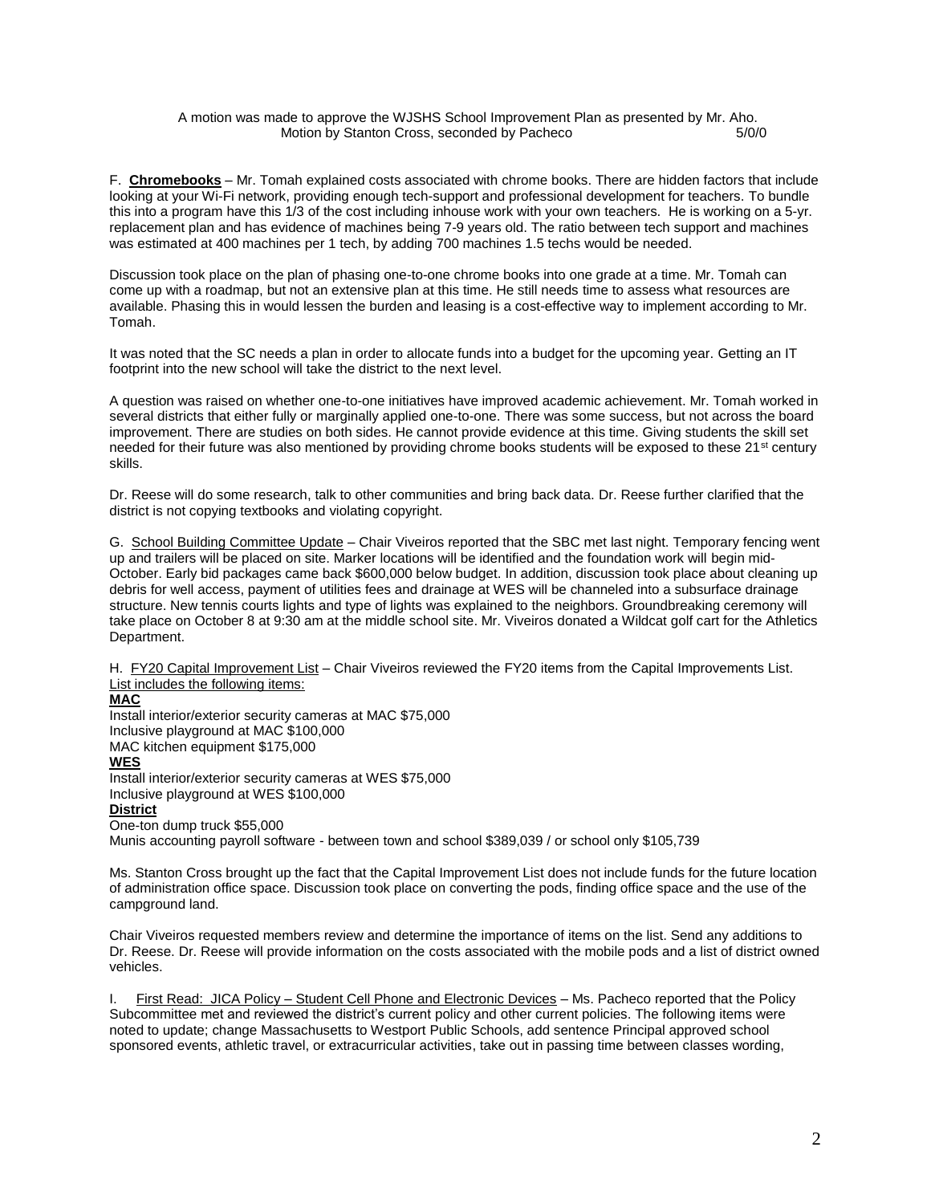A motion was made to approve the WJSHS School Improvement Plan as presented by Mr. Aho.
Motion by Stanton Cross, seconded by Pacheco 5/0/0

F. **Chromebooks** – Mr. Tomah explained costs associated with chrome books. There are hidden factors that include looking at your Wi-Fi network, providing enough tech-support and professional development for teachers. To bundle this into a program have this 1/3 of the cost including inhouse work with your own teachers. He is working on a 5-yr. replacement plan and has evidence of machines being 7-9 years old. The ratio between tech support and machines was estimated at 400 machines per 1 tech, by adding 700 machines 1.5 techs would be needed.

Discussion took place on the plan of phasing one-to-one chrome books into one grade at a time. Mr. Tomah can come up with a roadmap, but not an extensive plan at this time. He still needs time to assess what resources are available. Phasing this in would lessen the burden and leasing is a cost-effective way to implement according to Mr. Tomah.

It was noted that the SC needs a plan in order to allocate funds into a budget for the upcoming year. Getting an IT footprint into the new school will take the district to the next level.

A question was raised on whether one-to-one initiatives have improved academic achievement. Mr. Tomah worked in several districts that either fully or marginally applied one-to-one. There was some success, but not across the board improvement. There are studies on both sides. He cannot provide evidence at this time. Giving students the skill set needed for their future was also mentioned by providing chrome books students will be exposed to these 21st century skills.

Dr. Reese will do some research, talk to other communities and bring back data. Dr. Reese further clarified that the district is not copying textbooks and violating copyright.

G. School Building Committee Update – Chair Viveiros reported that the SBC met last night. Temporary fencing went up and trailers will be placed on site. Marker locations will be identified and the foundation work will begin mid-October. Early bid packages came back $600,000 below budget. In addition, discussion took place about cleaning up debris for well access, payment of utilities fees and drainage at WES will be channeled into a subsurface drainage structure. New tennis courts lights and type of lights was explained to the neighbors. Groundbreaking ceremony will take place on October 8 at 9:30 am at the middle school site. Mr. Viveiros donated a Wildcat golf cart for the Athletics Department.

H. FY20 Capital Improvement List – Chair Viveiros reviewed the FY20 items from the Capital Improvements List.
List includes the following items:

**MAC**
Install interior/exterior security cameras at MAC $75,000
Inclusive playground at MAC $100,000
MAC kitchen equipment $175,000

**WES**
Install interior/exterior security cameras at WES $75,000
Inclusive playground at WES $100,000

**District**
One-ton dump truck $55,000
Munis accounting payroll software - between town and school $389,039 / or school only $105,739

Ms. Stanton Cross brought up the fact that the Capital Improvement List does not include funds for the future location of administration office space. Discussion took place on converting the pods, finding office space and the use of the campground land.

Chair Viveiros requested members review and determine the importance of items on the list. Send any additions to Dr. Reese. Dr. Reese will provide information on the costs associated with the mobile pods and a list of district owned vehicles.

I. First Read: JICA Policy – Student Cell Phone and Electronic Devices – Ms. Pacheco reported that the Policy Subcommittee met and reviewed the district's current policy and other current policies. The following items were noted to update; change Massachusetts to Westport Public Schools, add sentence Principal approved school sponsored events, athletic travel, or extracurricular activities, take out in passing time between classes wording,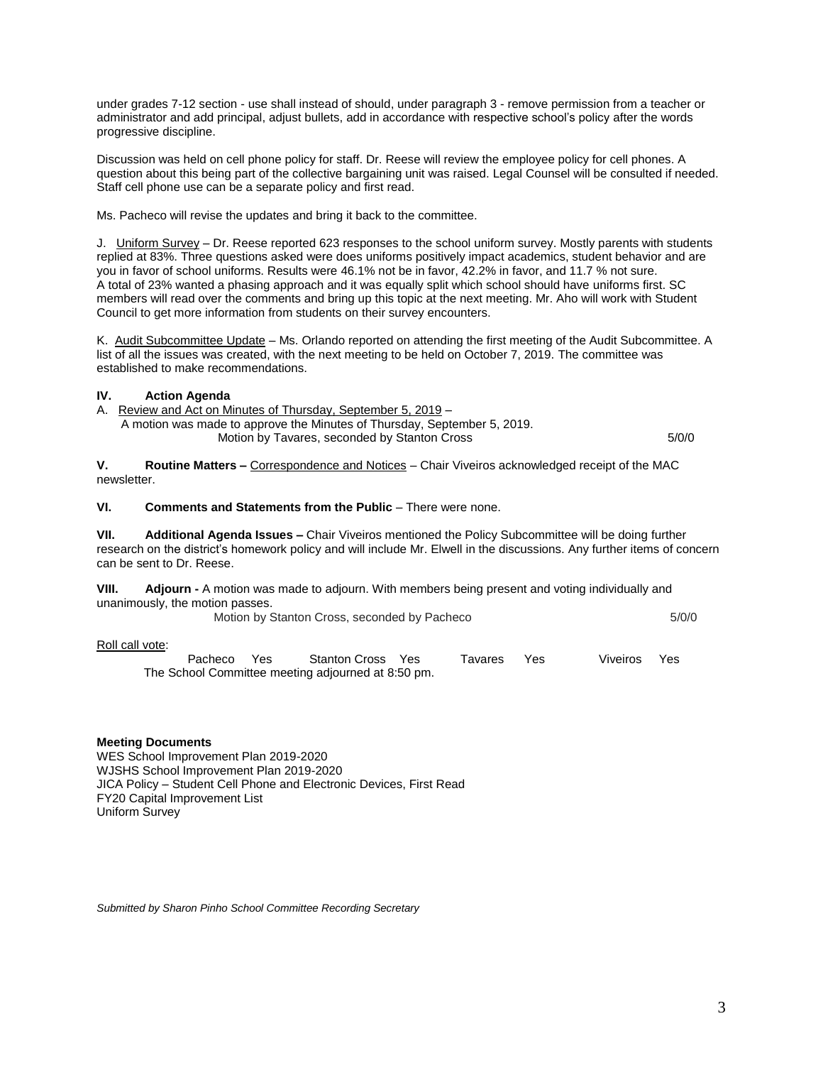under grades 7-12 section - use shall instead of should, under paragraph 3 - remove permission from a teacher or administrator and add principal, adjust bullets, add in accordance with respective school's policy after the words progressive discipline.

Discussion was held on cell phone policy for staff. Dr. Reese will review the employee policy for cell phones. A question about this being part of the collective bargaining unit was raised. Legal Counsel will be consulted if needed. Staff cell phone use can be a separate policy and first read.

Ms. Pacheco will revise the updates and bring it back to the committee.

J. Uniform Survey – Dr. Reese reported 623 responses to the school uniform survey. Mostly parents with students replied at 83%. Three questions asked were does uniforms positively impact academics, student behavior and are you in favor of school uniforms. Results were 46.1% not be in favor, 42.2% in favor, and 11.7 % not sure. A total of 23% wanted a phasing approach and it was equally split which school should have uniforms first. SC members will read over the comments and bring up this topic at the next meeting. Mr. Aho will work with Student Council to get more information from students on their survey encounters.

K. Audit Subcommittee Update – Ms. Orlando reported on attending the first meeting of the Audit Subcommittee. A list of all the issues was created, with the next meeting to be held on October 7, 2019. The committee was established to make recommendations.

**IV. Action Agenda**

A. Review and Act on Minutes of Thursday, September 5, 2019 –
A motion was made to approve the Minutes of Thursday, September 5, 2019.
Motion by Tavares, seconded by Stanton Cross 5/0/0

**V. Routine Matters –** Correspondence and Notices – Chair Viveiros acknowledged receipt of the MAC newsletter.

**VI. Comments and Statements from the Public** – There were none.

**VII. Additional Agenda Issues –** Chair Viveiros mentioned the Policy Subcommittee will be doing further research on the district's homework policy and will include Mr. Elwell in the discussions. Any further items of concern can be sent to Dr. Reese.

**VIII. Adjourn -** A motion was made to adjourn. With members being present and voting individually and unanimously, the motion passes.
Motion by Stanton Cross, seconded by Pacheco 5/0/0

Roll call vote:

Pacheco Yes Stanton Cross Yes Tavares Yes Viveiros Yes

The School Committee meeting adjourned at 8:50 pm.

**Meeting Documents**
WES School Improvement Plan 2019-2020
WJSHS School Improvement Plan 2019-2020
JICA Policy – Student Cell Phone and Electronic Devices, First Read
FY20 Capital Improvement List
Uniform Survey

*Submitted by Sharon Pinho School Committee Recording Secretary*